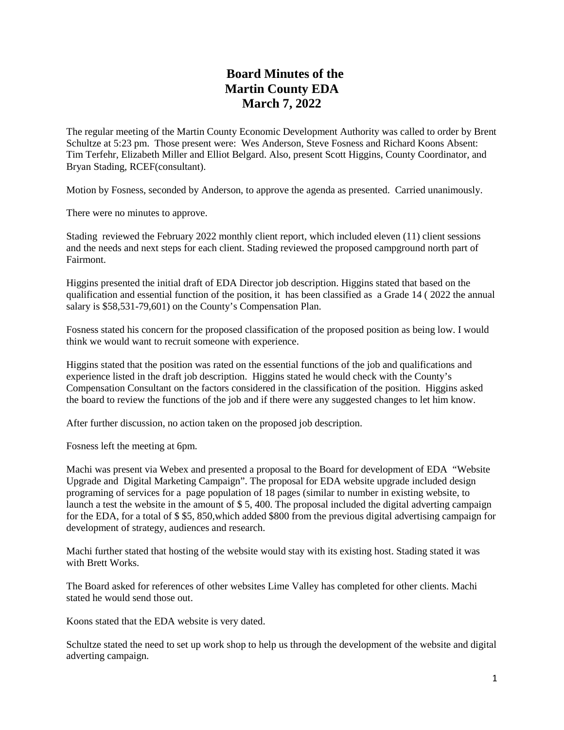# Board Minutes of the
# Martin County EDA
# March 7, 2022

The regular meeting of the Martin County Economic Development Authority was called to order by Brent Schultze at 5:23 pm. Those present were: Wes Anderson, Steve Fosness and Richard Koons Absent: Tim Terfehr, Elizabeth Miller and Elliot Belgard. Also, present Scott Higgins, County Coordinator, and Bryan Stading, RCEF(consultant).

Motion by Fosness, seconded by Anderson, to approve the agenda as presented. Carried unanimously.

There were no minutes to approve.

Stading reviewed the February 2022 monthly client report, which included eleven (11) client sessions and the needs and next steps for each client. Stading reviewed the proposed campground north part of Fairmont.

Higgins presented the initial draft of EDA Director job description. Higgins stated that based on the qualification and essential function of the position, it has been classified as a Grade 14 ( 2022 the annual salary is $58,531-79,601) on the County's Compensation Plan.

Fosness stated his concern for the proposed classification of the proposed position as being low. I would think we would want to recruit someone with experience.

Higgins stated that the position was rated on the essential functions of the job and qualifications and experience listed in the draft job description. Higgins stated he would check with the County's Compensation Consultant on the factors considered in the classification of the position. Higgins asked the board to review the functions of the job and if there were any suggested changes to let him know.

After further discussion, no action taken on the proposed job description.

Fosness left the meeting at 6pm.

Machi was present via Webex and presented a proposal to the Board for development of EDA "Website Upgrade and Digital Marketing Campaign". The proposal for EDA website upgrade included design programing of services for a page population of 18 pages (similar to number in existing website, to launch a test the website in the amount of $ 5, 400. The proposal included the digital adverting campaign for the EDA, for a total of $ $5, 850,which added $800 from the previous digital advertising campaign for development of strategy, audiences and research.

Machi further stated that hosting of the website would stay with its existing host. Stading stated it was with Brett Works.

The Board asked for references of other websites Lime Valley has completed for other clients. Machi stated he would send those out.

Koons stated that the EDA website is very dated.

Schultze stated the need to set up work shop to help us through the development of the website and digital adverting campaign.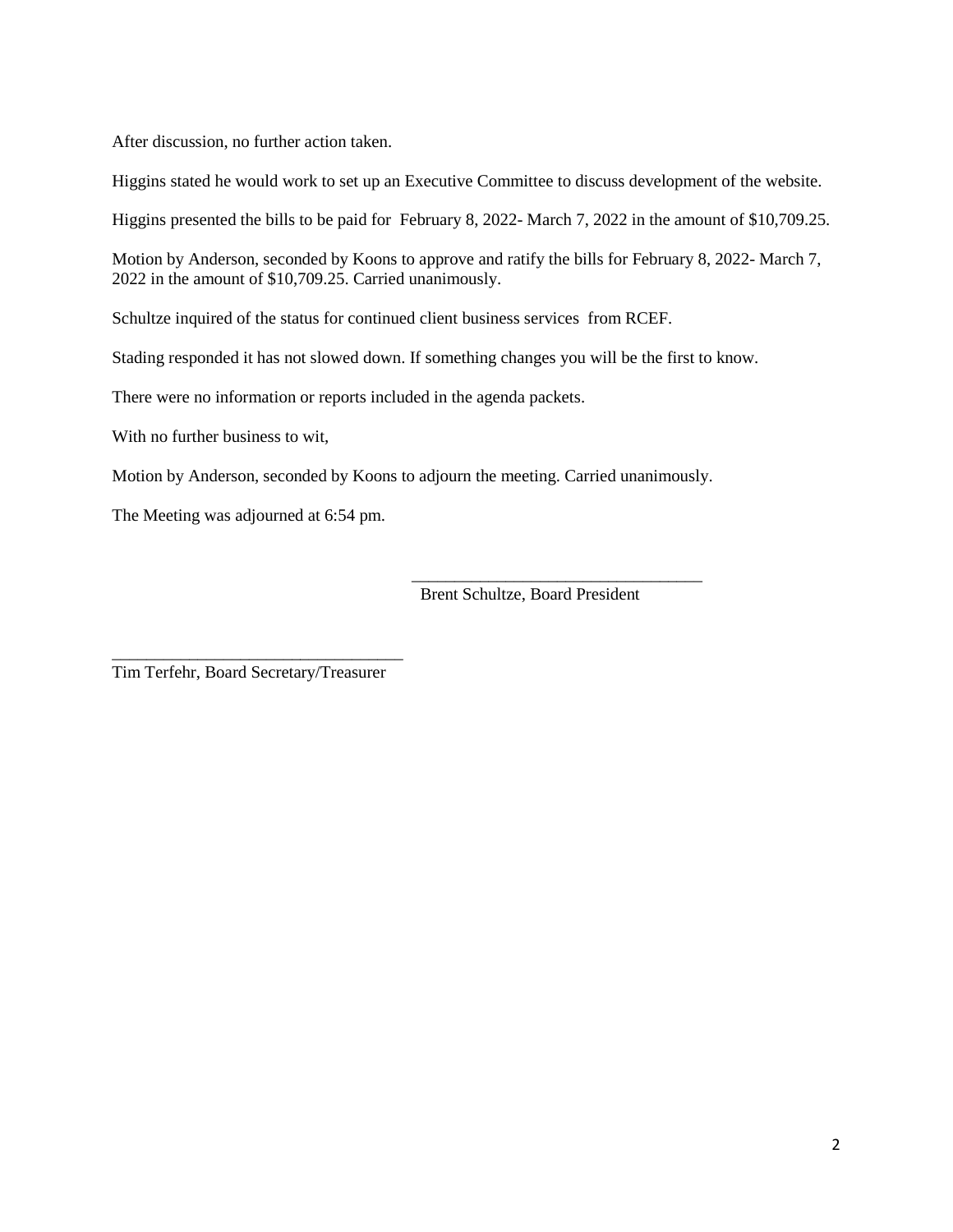After discussion, no further action taken.

Higgins stated he would work to set up an Executive Committee to discuss development of the website.

Higgins presented the bills to be paid for February 8, 2022- March 7, 2022 in the amount of $10,709.25.

Motion by Anderson, seconded by Koons to approve and ratify the bills for February 8, 2022- March 7, 2022 in the amount of $10,709.25. Carried unanimously.

Schultze inquired of the status for continued client business services from RCEF.

Stading responded it has not slowed down. If something changes you will be the first to know.

There were no information or reports included in the agenda packets.

With no further business to wit,

Motion by Anderson, seconded by Koons to adjourn the meeting. Carried unanimously.

The Meeting was adjourned at 6:54 pm.

\_\_\_\_\_\_\_\_\_\_\_\_\_\_\_\_\_\_\_\_\_\_\_\_\_\_\_\_\_\_\_\_\_\_\_

Brent Schultze, Board President

\_\_\_\_\_\_\_\_\_\_\_\_\_\_\_\_\_\_\_\_\_\_\_\_\_\_\_\_\_\_\_\_\_\_\_

Tim Terfehr, Board Secretary/Treasurer